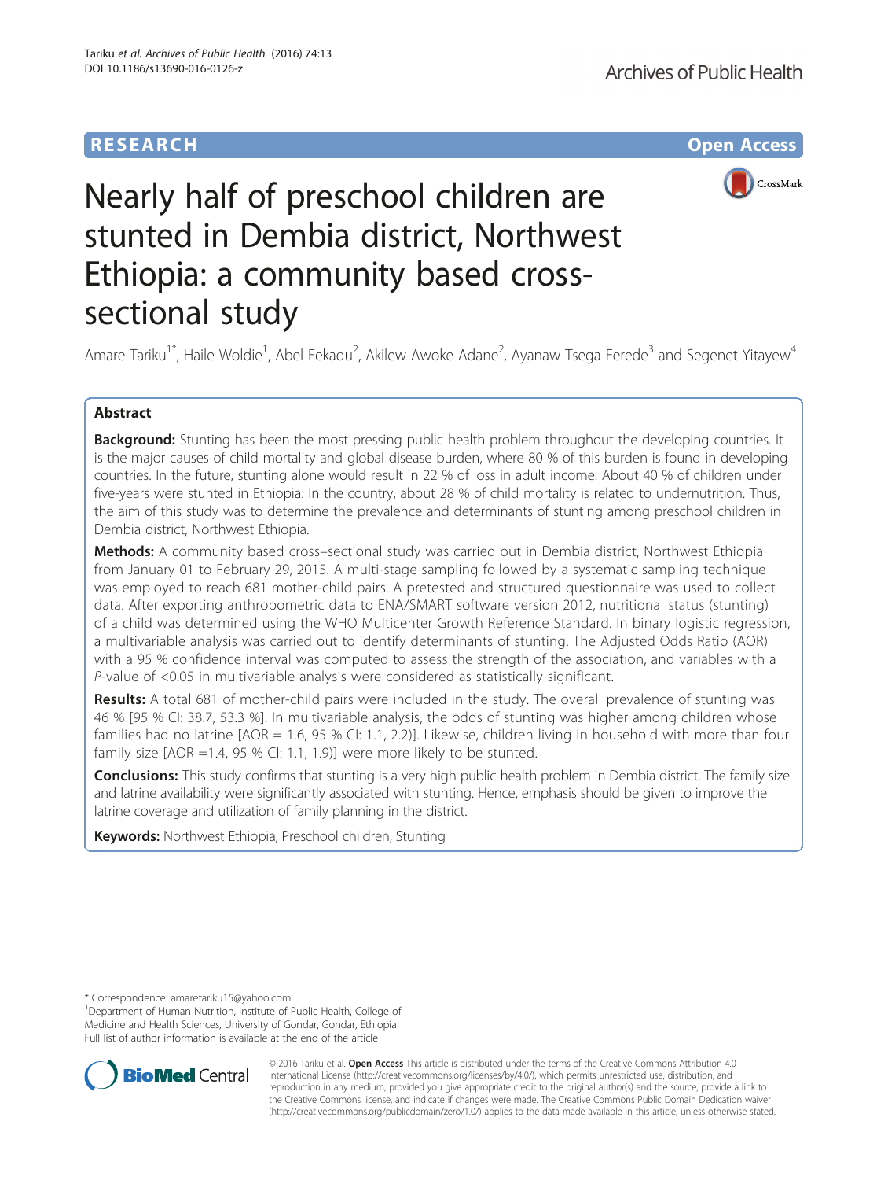**RESEARCH** **Open Access**

# Nearly half of preschool children are stunted in Dembia district, Northwest Ethiopia: a community based cross-sectional study

Amare Tariku[1*], Haile Woldie[1], Abel Fekadu[2], Akilew Awoke Adane[2], Ayanaw Tsega Ferede[3] and Segenet Yitayew[4]

## Abstract

**Background:** Stunting has been the most pressing public health problem throughout the developing countries. It is the major causes of child mortality and global disease burden, where 80 % of this burden is found in developing countries. In the future, stunting alone would result in 22 % of loss in adult income. About 40 % of children under five-years were stunted in Ethiopia. In the country, about 28 % of child mortality is related to undernutrition. Thus, the aim of this study was to determine the prevalence and determinants of stunting among preschool children in Dembia district, Northwest Ethiopia.

**Methods:** A community based cross–sectional study was carried out in Dembia district, Northwest Ethiopia from January 01 to February 29, 2015. A multi-stage sampling followed by a systematic sampling technique was employed to reach 681 mother-child pairs. A pretested and structured questionnaire was used to collect data. After exporting anthropometric data to ENA/SMART software version 2012, nutritional status (stunting) of a child was determined using the WHO Multicenter Growth Reference Standard. In binary logistic regression, a multivariable analysis was carried out to identify determinants of stunting. The Adjusted Odds Ratio (AOR) with a 95 % confidence interval was computed to assess the strength of the association, and variables with a *P*-value of <0.05 in multivariable analysis were considered as statistically significant.

**Results:** A total 681 of mother-child pairs were included in the study. The overall prevalence of stunting was 46 % [95 % CI: 38.7, 53.3 %]. In multivariable analysis, the odds of stunting was higher among children whose families had no latrine [AOR = 1.6, 95 % CI: 1.1, 2.2)]. Likewise, children living in household with more than four family size [AOR =1.4, 95 % CI: 1.1, 1.9)] were more likely to be stunted.

**Conclusions:** This study confirms that stunting is a very high public health problem in Dembia district. The family size and latrine availability were significantly associated with stunting. Hence, emphasis should be given to improve the latrine coverage and utilization of family planning in the district.

**Keywords:** Northwest Ethiopia, Preschool children, Stunting

\* Correspondence: amaretariku15@yahoo.com
[1]Department of Human Nutrition, Institute of Public Health, College of Medicine and Health Sciences, University of Gondar, Gondar, Ethiopia
Full list of author information is available at the end of the article

© 2016 Tariku et al. **Open Access** This article is distributed under the terms of the Creative Commons Attribution 4.0 International License (http://creativecommons.org/licenses/by/4.0/), which permits unrestricted use, distribution, and reproduction in any medium, provided you give appropriate credit to the original author(s) and the source, provide a link to the Creative Commons license, and indicate if changes were made. The Creative Commons Public Domain Dedication waiver (http://creativecommons.org/publicdomain/zero/1.0/) applies to the data made available in this article, unless otherwise stated.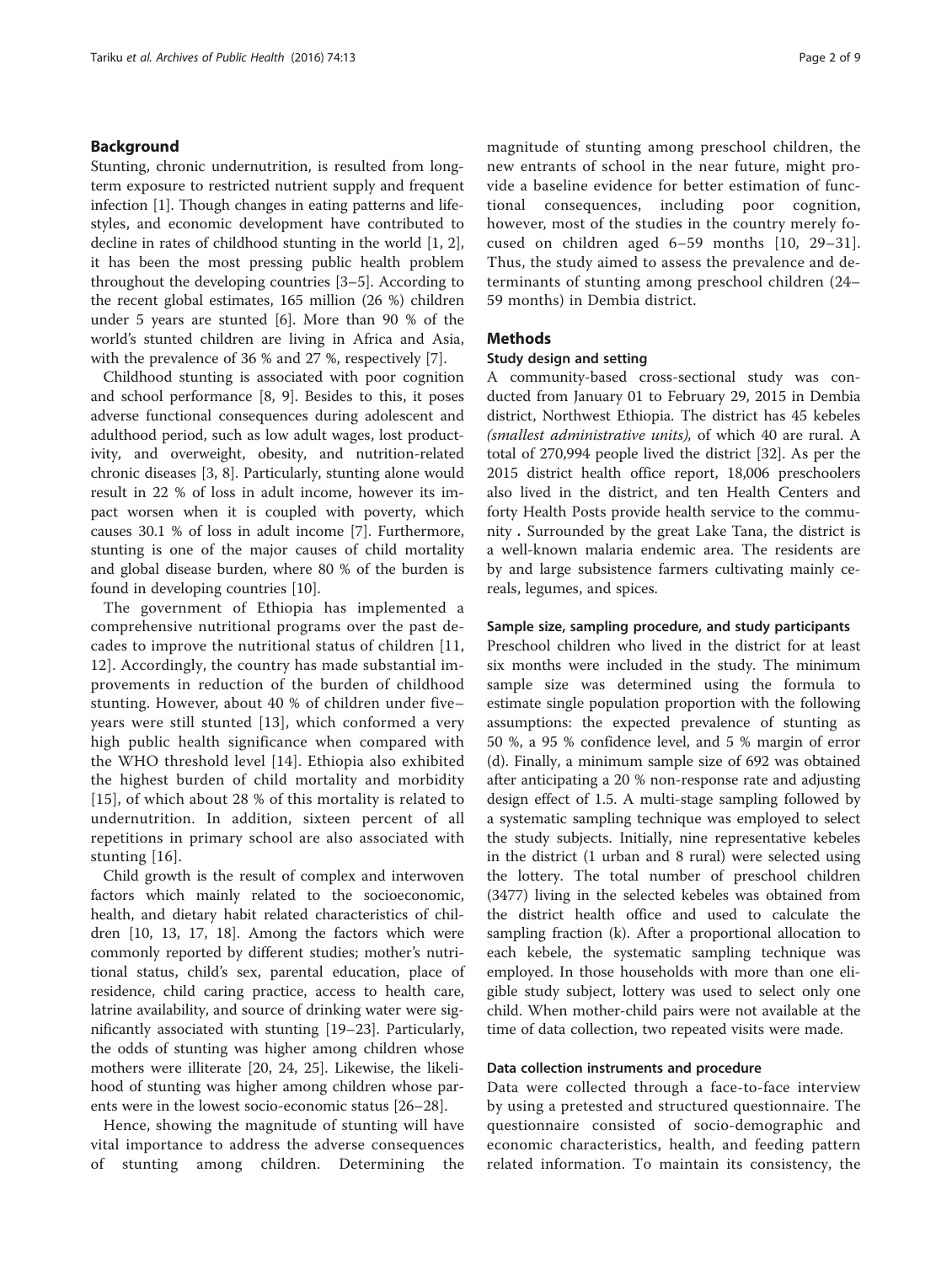## Background

Stunting, chronic undernutrition, is resulted from long-term exposure to restricted nutrient supply and frequent infection [1]. Though changes in eating patterns and lifestyles, and economic development have contributed to decline in rates of childhood stunting in the world [1, 2], it has been the most pressing public health problem throughout the developing countries [3–5]. According to the recent global estimates, 165 million (26 %) children under 5 years are stunted [6]. More than 90 % of the world's stunted children are living in Africa and Asia, with the prevalence of 36 % and 27 %, respectively [7].

Childhood stunting is associated with poor cognition and school performance [8, 9]. Besides to this, it poses adverse functional consequences during adolescent and adulthood period, such as low adult wages, lost productivity, and overweight, obesity, and nutrition-related chronic diseases [3, 8]. Particularly, stunting alone would result in 22 % of loss in adult income, however its impact worsen when it is coupled with poverty, which causes 30.1 % of loss in adult income [7]. Furthermore, stunting is one of the major causes of child mortality and global disease burden, where 80 % of the burden is found in developing countries [10].

The government of Ethiopia has implemented a comprehensive nutritional programs over the past decades to improve the nutritional status of children [11, 12]. Accordingly, the country has made substantial improvements in reduction of the burden of childhood stunting. However, about 40 % of children under five–years were still stunted [13], which conformed a very high public health significance when compared with the WHO threshold level [14]. Ethiopia also exhibited the highest burden of child mortality and morbidity [15], of which about 28 % of this mortality is related to undernutrition. In addition, sixteen percent of all repetitions in primary school are also associated with stunting [16].

Child growth is the result of complex and interwoven factors which mainly related to the socioeconomic, health, and dietary habit related characteristics of children [10, 13, 17, 18]. Among the factors which were commonly reported by different studies; mother's nutritional status, child's sex, parental education, place of residence, child caring practice, access to health care, latrine availability, and source of drinking water were significantly associated with stunting [19–23]. Particularly, the odds of stunting was higher among children whose mothers were illiterate [20, 24, 25]. Likewise, the likelihood of stunting was higher among children whose parents were in the lowest socio-economic status [26–28].

Hence, showing the magnitude of stunting will have vital importance to address the adverse consequences of stunting among children. Determining the magnitude of stunting among preschool children, the new entrants of school in the near future, might provide a baseline evidence for better estimation of functional consequences, including poor cognition, however, most of the studies in the country merely focused on children aged 6–59 months [10, 29–31]. Thus, the study aimed to assess the prevalence and determinants of stunting among preschool children (24–59 months) in Dembia district.

## Methods

### Study design and setting

A community-based cross-sectional study was conducted from January 01 to February 29, 2015 in Dembia district, Northwest Ethiopia. The district has 45 kebeles *(smallest administrative units)*, of which 40 are rural. A total of 270,994 people lived the district [32]. As per the 2015 district health office report, 18,006 preschoolers also lived in the district, and ten Health Centers and forty Health Posts provide health service to the community . Surrounded by the great Lake Tana, the district is a well-known malaria endemic area. The residents are by and large subsistence farmers cultivating mainly cereals, legumes, and spices.

### Sample size, sampling procedure, and study participants

Preschool children who lived in the district for at least six months were included in the study. The minimum sample size was determined using the formula to estimate single population proportion with the following assumptions: the expected prevalence of stunting as 50 %, a 95 % confidence level, and 5 % margin of error (d). Finally, a minimum sample size of 692 was obtained after anticipating a 20 % non-response rate and adjusting design effect of 1.5. A multi-stage sampling followed by a systematic sampling technique was employed to select the study subjects. Initially, nine representative kebeles in the district (1 urban and 8 rural) were selected using the lottery. The total number of preschool children (3477) living in the selected kebeles was obtained from the district health office and used to calculate the sampling fraction (k). After a proportional allocation to each kebele, the systematic sampling technique was employed. In those households with more than one eligible study subject, lottery was used to select only one child. When mother-child pairs were not available at the time of data collection, two repeated visits were made.

### Data collection instruments and procedure

Data were collected through a face-to-face interview by using a pretested and structured questionnaire. The questionnaire consisted of socio-demographic and economic characteristics, health, and feeding pattern related information. To maintain its consistency, the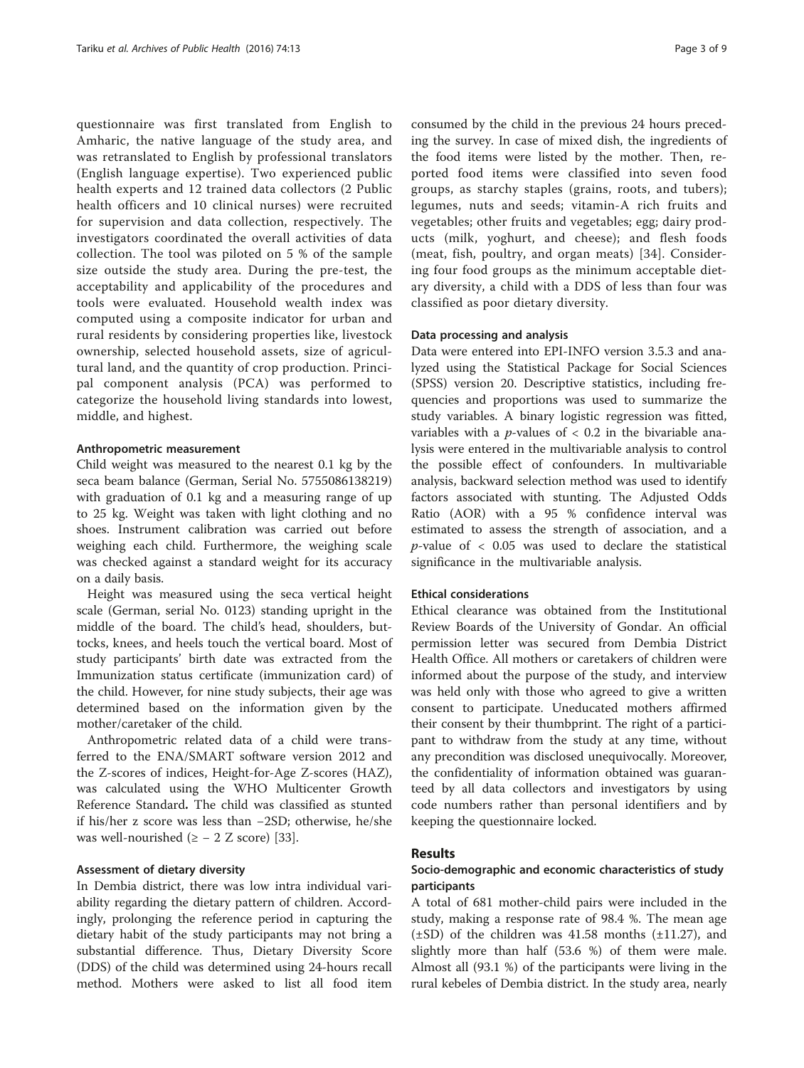questionnaire was first translated from English to Amharic, the native language of the study area, and was retranslated to English by professional translators (English language expertise). Two experienced public health experts and 12 trained data collectors (2 Public health officers and 10 clinical nurses) were recruited for supervision and data collection, respectively. The investigators coordinated the overall activities of data collection. The tool was piloted on 5 % of the sample size outside the study area. During the pre-test, the acceptability and applicability of the procedures and tools were evaluated. Household wealth index was computed using a composite indicator for urban and rural residents by considering properties like, livestock ownership, selected household assets, size of agricultural land, and the quantity of crop production. Principal component analysis (PCA) was performed to categorize the household living standards into lowest, middle, and highest.

#### Anthropometric measurement

Child weight was measured to the nearest 0.1 kg by the seca beam balance (German, Serial No. 5755086138219) with graduation of 0.1 kg and a measuring range of up to 25 kg. Weight was taken with light clothing and no shoes. Instrument calibration was carried out before weighing each child. Furthermore, the weighing scale was checked against a standard weight for its accuracy on a daily basis.

Height was measured using the seca vertical height scale (German, serial No. 0123) standing upright in the middle of the board. The child's head, shoulders, buttocks, knees, and heels touch the vertical board. Most of study participants' birth date was extracted from the Immunization status certificate (immunization card) of the child. However, for nine study subjects, their age was determined based on the information given by the mother/caretaker of the child.

Anthropometric related data of a child were transferred to the ENA/SMART software version 2012 and the Z-scores of indices, Height-for-Age Z-scores (HAZ), was calculated using the WHO Multicenter Growth Reference Standard**.** The child was classified as stunted if his/her z score was less than −2SD; otherwise, he/she was well-nourished (≥ − 2 Z score) [33].

#### Assessment of dietary diversity

In Dembia district, there was low intra individual variability regarding the dietary pattern of children. Accordingly, prolonging the reference period in capturing the dietary habit of the study participants may not bring a substantial difference. Thus, Dietary Diversity Score (DDS) of the child was determined using 24-hours recall method. Mothers were asked to list all food item consumed by the child in the previous 24 hours preceding the survey. In case of mixed dish, the ingredients of the food items were listed by the mother. Then, reported food items were classified into seven food groups, as starchy staples (grains, roots, and tubers); legumes, nuts and seeds; vitamin-A rich fruits and vegetables; other fruits and vegetables; egg; dairy products (milk, yoghurt, and cheese); and flesh foods (meat, fish, poultry, and organ meats) [34]. Considering four food groups as the minimum acceptable dietary diversity, a child with a DDS of less than four was classified as poor dietary diversity.

#### Data processing and analysis

Data were entered into EPI-INFO version 3.5.3 and analyzed using the Statistical Package for Social Sciences (SPSS) version 20. Descriptive statistics, including frequencies and proportions was used to summarize the study variables. A binary logistic regression was fitted, variables with a $p$-values of $< 0.2$ in the bivariable analysis were entered in the multivariable analysis to control the possible effect of confounders. In multivariable analysis, backward selection method was used to identify factors associated with stunting. The Adjusted Odds Ratio (AOR) with a 95 % confidence interval was estimated to assess the strength of association, and a $p$-value of $< 0.05$ was used to declare the statistical significance in the multivariable analysis.

#### Ethical considerations

Ethical clearance was obtained from the Institutional Review Boards of the University of Gondar. An official permission letter was secured from Dembia District Health Office. All mothers or caretakers of children were informed about the purpose of the study, and interview was held only with those who agreed to give a written consent to participate. Uneducated mothers affirmed their consent by their thumbprint. The right of a participant to withdraw from the study at any time, without any precondition was disclosed unequivocally. Moreover, the confidentiality of information obtained was guaranteed by all data collectors and investigators by using code numbers rather than personal identifiers and by keeping the questionnaire locked.

## Results

### Socio-demographic and economic characteristics of study participants

A total of 681 mother-child pairs were included in the study, making a response rate of 98.4 %. The mean age (±SD) of the children was 41.58 months (±11.27), and slightly more than half (53.6 %) of them were male. Almost all (93.1 %) of the participants were living in the rural kebeles of Dembia district. In the study area, nearly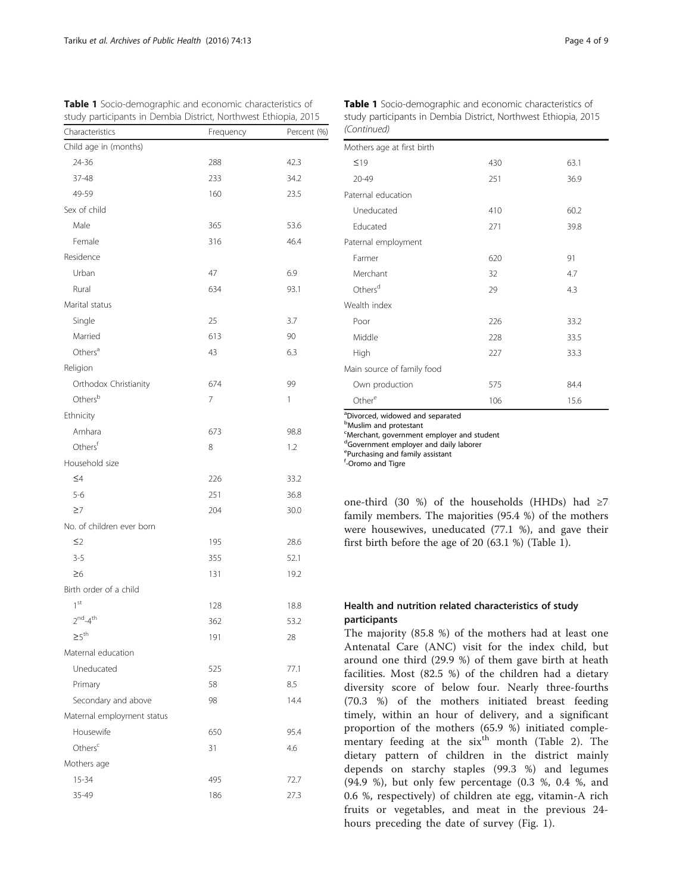**Table 1** Socio-demographic and economic characteristics of study participants in Dembia District, Northwest Ethiopia, 2015

| Characteristics | Frequency | Percent (%) |
|---|---|---|
| Child age in (months) | | |
| 24-36 | 288 | 42.3 |
| 37-48 | 233 | 34.2 |
| 49-59 | 160 | 23.5 |
| Sex of child | | |
| Male | 365 | 53.6 |
| Female | 316 | 46.4 |
| Residence | | |
| Urban | 47 | 6.9 |
| Rural | 634 | 93.1 |
| Marital status | | |
| Single | 25 | 3.7 |
| Married | 613 | 90 |
| Others[a] | 43 | 6.3 |
| Religion | | |
| Orthodox Christianity | 674 | 99 |
| Others[b] | 7 | 1 |
| Ethnicity | | |
| Amhara | 673 | 98.8 |
| Others[f] | 8 | 1.2 |
| Household size | | |
| ≤4 | 226 | 33.2 |
| 5-6 | 251 | 36.8 |
| ≥7 | 204 | 30.0 |
| No. of children ever born | | |
| ≤2 | 195 | 28.6 |
| 3-5 | 355 | 52.1 |
| ≥6 | 131 | 19.2 |
| Birth order of a child | | |
| 1st | 128 | 18.8 |
| 2nd-4th | 362 | 53.2 |
| ≥5th | 191 | 28 |
| Maternal education | | |
| Uneducated | 525 | 77.1 |
| Primary | 58 | 8.5 |
| Secondary and above | 98 | 14.4 |
| Maternal employment status | | |
| Housewife | 650 | 95.4 |
| Others[c] | 31 | 4.6 |
| Mothers age | | |
| 15-34 | 495 | 72.7 |
| 35-49 | 186 | 27.3 |
| Mothers age at first birth | | |
| ≤19 | 430 | 63.1 |
| 20-49 | 251 | 36.9 |
| Paternal education | | |
| Uneducated | 410 | 60.2 |
| Educated | 271 | 39.8 |
| Paternal employment | | |
| Farmer | 620 | 91 |
| Merchant | 32 | 4.7 |
| Others[d] | 29 | 4.3 |
| Wealth index | | |
| Poor | 226 | 33.2 |
| Middle | 228 | 33.5 |
| High | 227 | 33.3 |
| Main source of family food | | |
| Own production | 575 | 84.4 |
| Other[e] | 106 | 15.6 |

[a]Divorced, widowed and separated
[b]Muslim and protestant
[c]Merchant, government employer and student
[d]Government employer and daily laborer
[e]Purchasing and family assistant
[f]-Oromo and Tigre

one-third (30 %) of the households (HHDs) had ≥7 family members. The majorities (95.4 %) of the mothers were housewives, uneducated (77.1 %), and gave their first birth before the age of 20 (63.1 %) (Table 1).

## Health and nutrition related characteristics of study participants

The majority (85.8 %) of the mothers had at least one Antenatal Care (ANC) visit for the index child, but around one third (29.9 %) of them gave birth at heath facilities. Most (82.5 %) of the children had a dietary diversity score of below four. Nearly three-fourths (70.3 %) of the mothers initiated breast feeding timely, within an hour of delivery, and a significant proportion of the mothers (65.9 %) initiated complementary feeding at the six$^{th}$ month (Table 2). The dietary pattern of children in the district mainly depends on starchy staples (99.3 %) and legumes (94.9 %), but only few percentage (0.3 %, 0.4 %, and 0.6 %, respectively) of children ate egg, vitamin-A rich fruits or vegetables, and meat in the previous 24-hours preceding the date of survey (Fig. 1).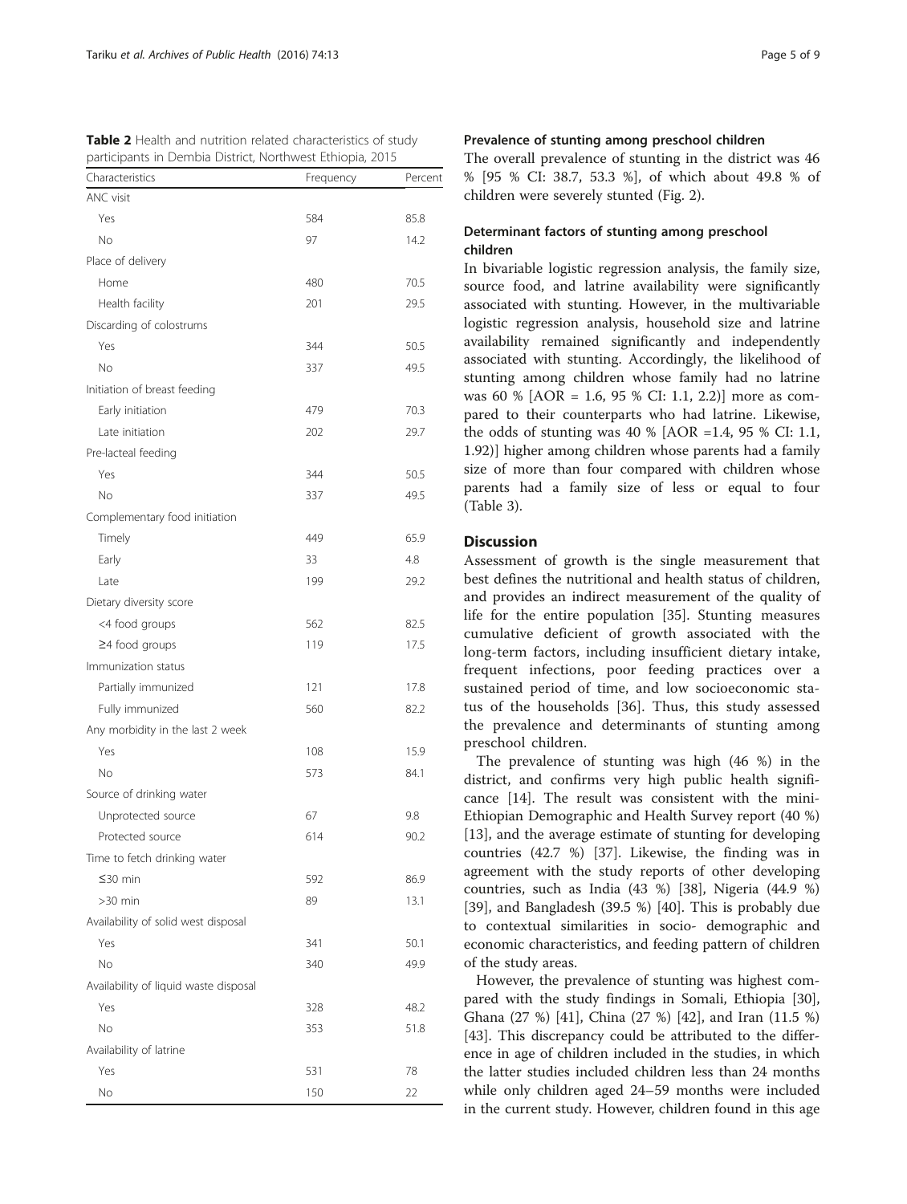**Table 2** Health and nutrition related characteristics of study participants in Dembia District, Northwest Ethiopia, 2015

| Characteristics | Frequency | Percent |
|---|---|---|
| ANC visit | | |
| Yes | 584 | 85.8 |
| No | 97 | 14.2 |
| Place of delivery | | |
| Home | 480 | 70.5 |
| Health facility | 201 | 29.5 |
| Discarding of colostrums | | |
| Yes | 344 | 50.5 |
| No | 337 | 49.5 |
| Initiation of breast feeding | | |
| Early initiation | 479 | 70.3 |
| Late initiation | 202 | 29.7 |
| Pre-lacteal feeding | | |
| Yes | 344 | 50.5 |
| No | 337 | 49.5 |
| Complementary food initiation | | |
| Timely | 449 | 65.9 |
| Early | 33 | 4.8 |
| Late | 199 | 29.2 |
| Dietary diversity score | | |
| <4 food groups | 562 | 82.5 |
| ≥4 food groups | 119 | 17.5 |
| Immunization status | | |
| Partially immunized | 121 | 17.8 |
| Fully immunized | 560 | 82.2 |
| Any morbidity in the last 2 week | | |
| Yes | 108 | 15.9 |
| No | 573 | 84.1 |
| Source of drinking water | | |
| Unprotected source | 67 | 9.8 |
| Protected source | 614 | 90.2 |
| Time to fetch drinking water | | |
| ≤30 min | 592 | 86.9 |
| >30 min | 89 | 13.1 |
| Availability of solid west disposal | | |
| Yes | 341 | 50.1 |
| No | 340 | 49.9 |
| Availability of liquid waste disposal | | |
| Yes | 328 | 48.2 |
| No | 353 | 51.8 |
| Availability of latrine | | |
| Yes | 531 | 78 |
| No | 150 | 22 |

### Prevalence of stunting among preschool children

The overall prevalence of stunting in the district was 46 % [95 % CI: 38.7, 53.3 %], of which about 49.8 % of children were severely stunted (Fig. 2).

### Determinant factors of stunting among preschool children

In bivariable logistic regression analysis, the family size, source food, and latrine availability were significantly associated with stunting. However, in the multivariable logistic regression analysis, household size and latrine availability remained significantly and independently associated with stunting. Accordingly, the likelihood of stunting among children whose family had no latrine was 60 % [AOR = 1.6, 95 % CI: 1.1, 2.2)] more as compared to their counterparts who had latrine. Likewise, the odds of stunting was 40 % [AOR =1.4, 95 % CI: 1.1, 1.92)] higher among children whose parents had a family size of more than four compared with children whose parents had a family size of less or equal to four (Table 3).

## Discussion

Assessment of growth is the single measurement that best defines the nutritional and health status of children, and provides an indirect measurement of the quality of life for the entire population [35]. Stunting measures cumulative deficient of growth associated with the long-term factors, including insufficient dietary intake, frequent infections, poor feeding practices over a sustained period of time, and low socioeconomic status of the households [36]. Thus, this study assessed the prevalence and determinants of stunting among preschool children.

The prevalence of stunting was high (46 %) in the district, and confirms very high public health significance [14]. The result was consistent with the mini-Ethiopian Demographic and Health Survey report (40 %) [13], and the average estimate of stunting for developing countries (42.7 %) [37]. Likewise, the finding was in agreement with the study reports of other developing countries, such as India (43 %) [38], Nigeria (44.9 %) [39], and Bangladesh (39.5 %) [40]. This is probably due to contextual similarities in socio- demographic and economic characteristics, and feeding pattern of children of the study areas.

However, the prevalence of stunting was highest compared with the study findings in Somali, Ethiopia [30], Ghana (27 %) [41], China (27 %) [42], and Iran (11.5 %) [43]. This discrepancy could be attributed to the difference in age of children included in the studies, in which the latter studies included children less than 24 months while only children aged 24–59 months were included in the current study. However, children found in this age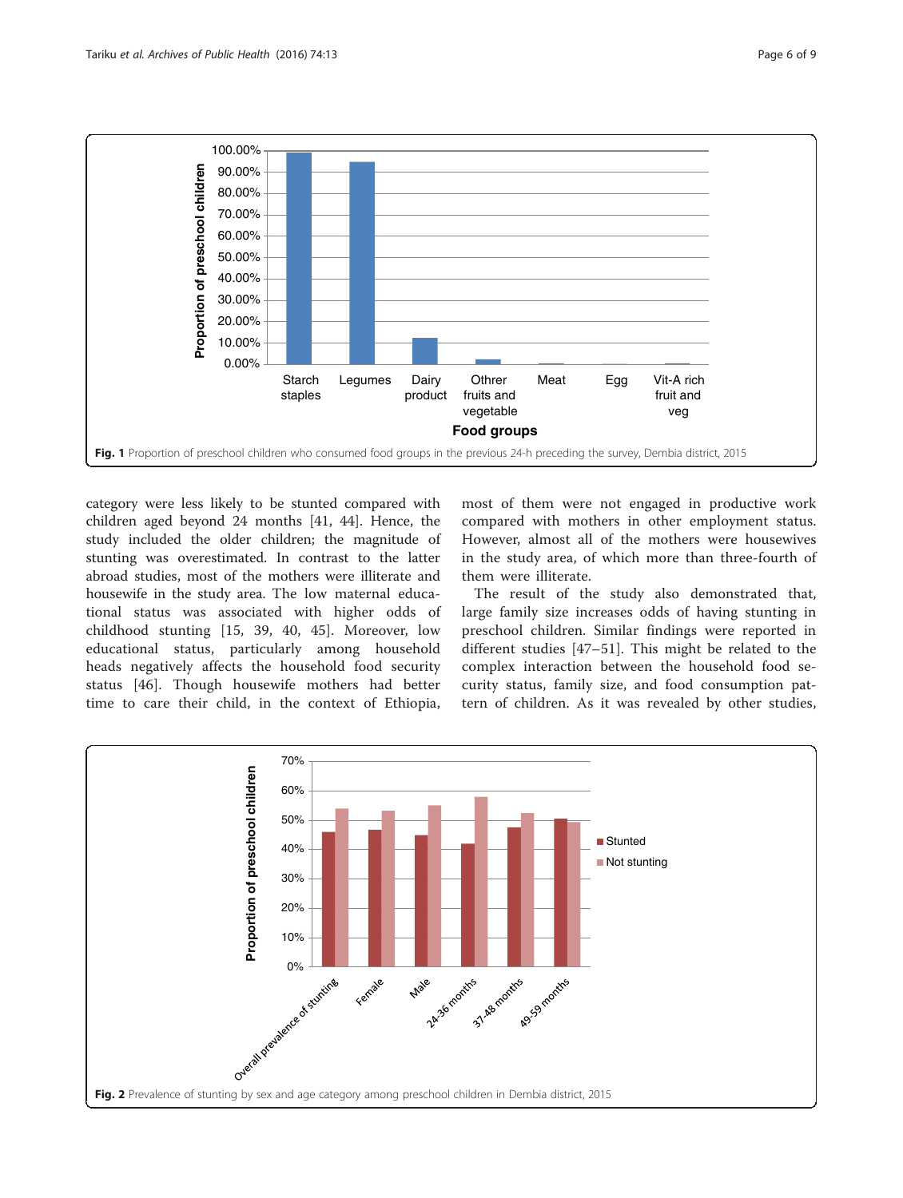Fig. 1 Proportion of preschool children who consumed food groups in the previous 24-h preceding the survey, Dembia district, 2015

category were less likely to be stunted compared with children aged beyond 24 months [41, 44]. Hence, the study included the older children; the magnitude of stunting was overestimated. In contrast to the latter abroad studies, most of the mothers were illiterate and housewife in the study area. The low maternal educational status was associated with higher odds of childhood stunting [15, 39, 40, 45]. Moreover, low educational status, particularly among household heads negatively affects the household food security status [46]. Though housewife mothers had better time to care their child, in the context of Ethiopia, most of them were not engaged in productive work compared with mothers in other employment status. However, almost all of the mothers were housewives in the study area, of which more than three-fourth of them were illiterate.

The result of the study also demonstrated that, large family size increases odds of having stunting in preschool children. Similar findings were reported in different studies [47–51]. This might be related to the complex interaction between the household food security status, family size, and food consumption pattern of children. As it was revealed by other studies,

Fig. 2 Prevalence of stunting by sex and age category among preschool children in Dembia district, 2015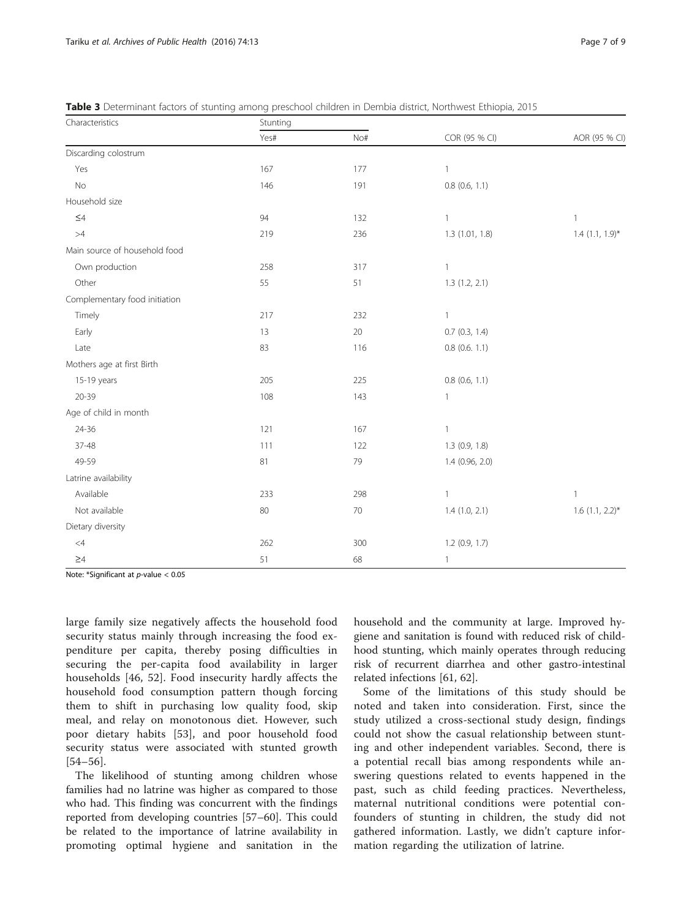**Table 3** Determinant factors of stunting among preschool children in Dembia district, Northwest Ethiopia, 2015

| Characteristics | Stunting | | COR (95 % CI) | AOR (95 % CI) |
|---|---|---|---|---|
| | Yes# | No# | | |
| Discarding colostrum | | | | |
| Yes | 167 | 177 | 1 | |
| No | 146 | 191 | 0.8 (0.6, 1.1) | |
| Household size | | | | |
| ≤4 | 94 | 132 | 1 | 1 |
| >4 | 219 | 236 | 1.3 (1.01, 1.8) | 1.4 (1.1, 1.9)* |
| Main source of household food | | | | |
| Own production | 258 | 317 | 1 | |
| Other | 55 | 51 | 1.3 (1.2, 2.1) | |
| Complementary food initiation | | | | |
| Timely | 217 | 232 | 1 | |
| Early | 13 | 20 | 0.7 (0.3, 1.4) | |
| Late | 83 | 116 | 0.8 (0.6. 1.1) | |
| Mothers age at first Birth | | | | |
| 15-19 years | 205 | 225 | 0.8 (0.6, 1.1) | |
| 20-39 | 108 | 143 | 1 | |
| Age of child in month | | | | |
| 24-36 | 121 | 167 | 1 | |
| 37-48 | 111 | 122 | 1.3 (0.9, 1.8) | |
| 49-59 | 81 | 79 | 1.4 (0.96, 2.0) | |
| Latrine availability | | | | |
| Available | 233 | 298 | 1 | 1 |
| Not available | 80 | 70 | 1.4 (1.0, 2.1) | 1.6 (1.1, 2.2)* |
| Dietary diversity | | | | |
| <4 | 262 | 300 | 1.2 (0.9, 1.7) | |
| ≥4 | 51 | 68 | 1 | |

Note: *Significant at *p*-value < 0.05

large family size negatively affects the household food security status mainly through increasing the food expenditure per capita, thereby posing difficulties in securing the per-capita food availability in larger households [46, 52]. Food insecurity hardly affects the household food consumption pattern though forcing them to shift in purchasing low quality food, skip meal, and relay on monotonous diet. However, such poor dietary habits [53], and poor household food security status were associated with stunted growth [54–56].

The likelihood of stunting among children whose families had no latrine was higher as compared to those who had. This finding was concurrent with the findings reported from developing countries [57–60]. This could be related to the importance of latrine availability in promoting optimal hygiene and sanitation in the household and the community at large. Improved hygiene and sanitation is found with reduced risk of childhood stunting, which mainly operates through reducing risk of recurrent diarrhea and other gastro-intestinal related infections [61, 62].

Some of the limitations of this study should be noted and taken into consideration. First, since the study utilized a cross-sectional study design, findings could not show the casual relationship between stunting and other independent variables. Second, there is a potential recall bias among respondents while answering questions related to events happened in the past, such as child feeding practices. Nevertheless, maternal nutritional conditions were potential confounders of stunting in children, the study did not gathered information. Lastly, we didn't capture information regarding the utilization of latrine.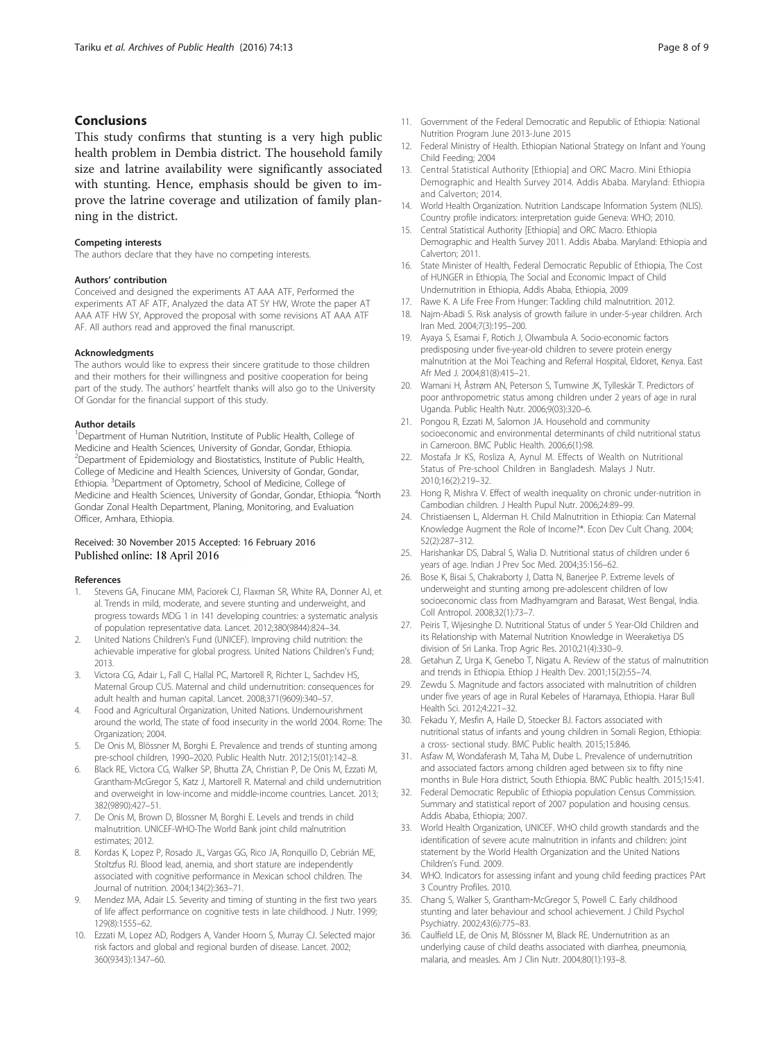## Conclusions

This study confirms that stunting is a very high public health problem in Dembia district. The household family size and latrine availability were significantly associated with stunting. Hence, emphasis should be given to improve the latrine coverage and utilization of family planning in the district.

#### Competing interests

The authors declare that they have no competing interests.

#### Authors' contribution

Conceived and designed the experiments AT AAA ATF, Performed the experiments AT AF ATF, Analyzed the data AT SY HW, Wrote the paper AT AAA ATF HW SY, Approved the proposal with some revisions AT AAA ATF AF. All authors read and approved the final manuscript.

#### Acknowledgments

The authors would like to express their sincere gratitude to those children and their mothers for their willingness and positive cooperation for being part of the study. The authors' heartfelt thanks will also go to the University Of Gondar for the financial support of this study.

#### Author details

[1]Department of Human Nutrition, Institute of Public Health, College of Medicine and Health Sciences, University of Gondar, Gondar, Ethiopia. [2]Department of Epidemiology and Biostatistics, Institute of Public Health, College of Medicine and Health Sciences, University of Gondar, Gondar, Ethiopia. [3]Department of Optometry, School of Medicine, College of Medicine and Health Sciences, University of Gondar, Gondar, Ethiopia. [4]North Gondar Zonal Health Department, Planing, Monitoring, and Evaluation Officer, Amhara, Ethiopia.

Received: 30 November 2015 Accepted: 16 February 2016
Published online: 18 April 2016

#### References

1. Stevens GA, Finucane MM, Paciorek CJ, Flaxman SR, White RA, Donner AJ, et al. Trends in mild, moderate, and severe stunting and underweight, and progress towards MDG 1 in 141 developing countries: a systematic analysis of population representative data. Lancet. 2012;380(9844):824–34.
2. United Nations Children's Fund (UNICEF). Improving child nutrition: the achievable imperative for global progress. United Nations Children's Fund; 2013.
3. Victora CG, Adair L, Fall C, Hallal PC, Martorell R, Richter L, Sachdev HS, Maternal Group CUS. Maternal and child undernutrition: consequences for adult health and human capital. Lancet. 2008;371(9609):340–57.
4. Food and Agricultural Organization, United Nations. Undernourishment around the world, The state of food insecurity in the world 2004. Rome: The Organization; 2004.
5. De Onis M, Blössner M, Borghi E. Prevalence and trends of stunting among pre-school children, 1990–2020. Public Health Nutr. 2012;15(01):142–8.
6. Black RE, Victora CG, Walker SP, Bhutta ZA, Christian P, De Onis M, Ezzati M, Grantham-McGregor S, Katz J, Martorell R. Maternal and child undernutrition and overweight in low-income and middle-income countries. Lancet. 2013; 382(9890):427–51.
7. De Onis M, Brown D, Blossner M, Borghi E. Levels and trends in child malnutrition. UNICEF-WHO-The World Bank joint child malnutrition estimates; 2012.
8. Kordas K, Lopez P, Rosado JL, Vargas GG, Rico JA, Ronquillo D, Cebrián ME, Stoltzfus RJ. Blood lead, anemia, and short stature are independently associated with cognitive performance in Mexican school children. The Journal of nutrition. 2004;134(2):363–71.
9. Mendez MA, Adair LS. Severity and timing of stunting in the first two years of life affect performance on cognitive tests in late childhood. J Nutr. 1999; 129(8):1555–62.
10. Ezzati M, Lopez AD, Rodgers A, Vander Hoorn S, Murray CJ. Selected major risk factors and global and regional burden of disease. Lancet. 2002; 360(9343):1347–60.
11. Government of the Federal Democratic and Republic of Ethiopia: National Nutrition Program June 2013-June 2015
12. Federal Ministry of Health. Ethiopian National Strategy on Infant and Young Child Feeding; 2004
13. Central Statistical Authority [Ethiopia] and ORC Macro. Mini Ethiopia Demographic and Health Survey 2014. Addis Ababa. Maryland: Ethiopia and Calverton; 2014.
14. World Health Organization. Nutrition Landscape Information System (NLIS). Country profile indicators: interpretation guide Geneva: WHO; 2010.
15. Central Statistical Authority [Ethiopia] and ORC Macro. Ethiopia Demographic and Health Survey 2011. Addis Ababa. Maryland: Ethiopia and Calverton; 2011.
16. State Minister of Health, Federal Democratic Republic of Ethiopia, The Cost of HUNGER in Ethiopia, The Social and Economic Impact of Child Undernutrition in Ethiopia, Addis Ababa, Ethiopia, 2009
17. Rawe K. A Life Free From Hunger: Tackling child malnutrition. 2012.
18. Najm-Abadi S. Risk analysis of growth failure in under-5-year children. Arch Iran Med. 2004;7(3):195–200.
19. Ayaya S, Esamai F, Rotich J, Olwambula A. Socio-economic factors predisposing under five-year-old children to severe protein energy malnutrition at the Moi Teaching and Referral Hospital, Eldoret, Kenya. East Afr Med J. 2004;81(8):415–21.
20. Wamani H, Åstrøm AN, Peterson S, Tumwine JK, Tylleskär T. Predictors of poor anthropometric status among children under 2 years of age in rural Uganda. Public Health Nutr. 2006;9(03):320–6.
21. Pongou R, Ezzati M, Salomon JA. Household and community socioeconomic and environmental determinants of child nutritional status in Cameroon. BMC Public Health. 2006;6(1):98.
22. Mostafa Jr KS, Rosliza A, Aynul M. Effects of Wealth on Nutritional Status of Pre-school Children in Bangladesh. Malays J Nutr. 2010;16(2):219–32.
23. Hong R, Mishra V. Effect of wealth inequality on chronic under-nutrition in Cambodian children. J Health Pupul Nutr. 2006;24:89–99.
24. Christiaensen L, Alderman H. Child Malnutrition in Ethiopia: Can Maternal Knowledge Augment the Role of Income?*. Econ Dev Cult Chang. 2004; 52(2):287–312.
25. Harishankar DS, Dabral S, Walia D. Nutritional status of children under 6 years of age. Indian J Prev Soc Med. 2004;35:156–62.
26. Bose K, Bisai S, Chakraborty J, Datta N, Banerjee P. Extreme levels of underweight and stunting among pre-adolescent children of low socioeconomic class from Madhyamgram and Barasat, West Bengal, India. Coll Antropol. 2008;32(1):73–7.
27. Peiris T, Wijesinghe D. Nutritional Status of under 5 Year-Old Children and its Relationship with Maternal Nutrition Knowledge in Weeraketiya DS division of Sri Lanka. Trop Agric Res. 2010;21(4):330–9.
28. Getahun Z, Urga K, Genebo T, Nigatu A. Review of the status of malnutrition and trends in Ethiopia. Ethiop J Health Dev. 2001;15(2):55–74.
29. Zewdu S. Magnitude and factors associated with malnutrition of children under five years of age in Rural Kebeles of Haramaya, Ethiopia. Harar Bull Health Sci. 2012;4:221–32.
30. Fekadu Y, Mesfin A, Haile D, Stoecker BJ. Factors associated with nutritional status of infants and young children in Somali Region, Ethiopia: a cross- sectional study. BMC Public health. 2015;15:846.
31. Asfaw M, Wondaferash M, Taha M, Dube L. Prevalence of undernutrition and associated factors among children aged between six to fifty nine months in Bule Hora district, South Ethiopia. BMC Public health. 2015;15:41.
32. Federal Democratic Republic of Ethiopia population Census Commission. Summary and statistical report of 2007 population and housing census. Addis Ababa, Ethiopia; 2007.
33. World Health Organization, UNICEF. WHO child growth standards and the identification of severe acute malnutrition in infants and children: joint statement by the World Health Organization and the United Nations Children's Fund. 2009.
34. WHO. Indicators for assessing infant and young child feeding practices PArt 3 Country Profiles. 2010.
35. Chang S, Walker S, Grantham-McGregor S, Powell C. Early childhood stunting and later behaviour and school achievement. J Child Psychol Psychiatry. 2002;43(6):775–83.
36. Caulfield LE, de Onis M, Blössner M, Black RE. Undernutrition as an underlying cause of child deaths associated with diarrhea, pneumonia, malaria, and measles. Am J Clin Nutr. 2004;80(1):193–8.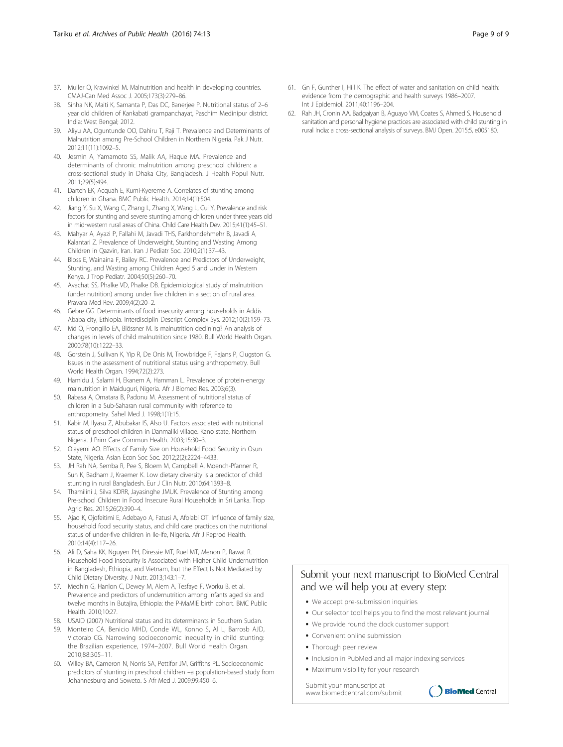37. Muller O, Krawinkel M. Malnutrition and health in developing countries. CMAJ-Can Med Assoc J. 2005;173(3):279–86.
38. Sinha NK, Maiti K, Samanta P, Das DC, Banerjee P. Nutritional status of 2–6 year old children of Kankabati grampanchayat, Paschim Medinipur district. India: West Bengal; 2012.
39. Aliyu AA, Oguntunde OO, Dahiru T, Raji T. Prevalence and Determinants of Malnutrition among Pre-School Children in Northern Nigeria. Pak J Nutr. 2012;11(11):1092–5.
40. Jesmin A, Yamamoto SS, Malik AA, Haque MA. Prevalence and determinants of chronic malnutrition among preschool children: a cross-sectional study in Dhaka City, Bangladesh. J Health Popul Nutr. 2011;29(5):494.
41. Darteh EK, Acquah E, Kumi-Kyereme A. Correlates of stunting among children in Ghana. BMC Public Health. 2014;14(1):504.
42. Jiang Y, Su X, Wang C, Zhang L, Zhang X, Wang L, Cui Y. Prevalence and risk factors for stunting and severe stunting among children under three years old in mid-western rural areas of China. Child Care Health Dev. 2015;41(1):45–51.
43. Mahyar A, Ayazi P, Fallahi M, Javadi THS, Farkhondehmehr B, Javadi A, Kalantari Z. Prevalence of Underweight, Stunting and Wasting Among Children in Qazvin, Iran. Iran J Pediatr Soc. 2010;2(1):37–43.
44. Bloss E, Wainaina F, Bailey RC. Prevalence and Predictors of Underweight, Stunting, and Wasting among Children Aged 5 and Under in Western Kenya. J Trop Pediatr. 2004;50(5):260–70.
45. Avachat SS, Phalke VD, Phalke DB. Epidemiological study of malnutrition (under nutrition) among under five children in a section of rural area. Pravara Med Rev. 2009;4(2):20–2.
46. Gebre GG. Determinants of food insecurity among households in Addis Ababa city, Ethiopia. Interdisciplin Descript Complex Sys. 2012;10(2):159–73.
47. Md O, Frongillo EA, Blössner M. Is malnutrition declining? An analysis of changes in levels of child malnutrition since 1980. Bull World Health Organ. 2000;78(10):1222–33.
48. Gorstein J, Sullivan K, Yip R, De Onis M, Trowbridge F, Fajans P, Clugston G. Issues in the assessment of nutritional status using anthropometry. Bull World Health Organ. 1994;72(2):273.
49. Hamidu J, Salami H, Ekanem A, Hamman L. Prevalence of protein-energy malnutrition in Maiduguri, Nigeria. Afr J Biomed Res. 2003;6(3).
50. Rabasa A, Omatara B, Padonu M. Assessment of nutritional status of children in a Sub-Saharan rural community with reference to anthropometry. Sahel Med J. 1998;1(1):15.
51. Kabir M, Ilyasu Z, Abubakar IS, Also U. Factors associated with nutritional status of preschool children in Danmaliki village. Kano state, Northern Nigeria. J Prim Care Commun Health. 2003;15:30–3.
52. Olayemi AO. Effects of Family Size on Household Food Security in Osun State, Nigeria. Asian Econ Soc Soc. 2012;2(2):2224–4433.
53. JH Rah NA, Semba R, Pee S, Bloem M, Campbell A, Moench-Pfanner R, Sun K, Badham J, Kraemer K. Low dietary diversity is a predictor of child stunting in rural Bangladesh. Eur J Clin Nutr. 2010;64:1393–8.
54. Thamilini J, Silva KDRR, Jayasinghe JMUK. Prevalence of Stunting among Pre-school Children in Food Insecure Rural Households in Sri Lanka. Trop Agric Res. 2015;26(2):390–4.
55. Ajao K, Ojofeitimi E, Adebayo A, Fatusi A, Afolabi OT. Influence of family size, household food security status, and child care practices on the nutritional status of under-five children in Ile-Ife, Nigeria. Afr J Reprod Health. 2010;14(4):117–26.
56. Ali D, Saha KK, Nguyen PH, Diressie MT, Ruel MT, Menon P, Rawat R. Household Food Insecurity Is Associated with Higher Child Undernutrition in Bangladesh, Ethiopia, and Vietnam, but the Effect Is Not Mediated by Child Dietary Diversity. J Nutr. 2013;143:1–7.
57. Medhin G, Hanlon C, Dewey M, Alem A, Tesfaye F, Worku B, et al. Prevalence and predictors of undernutrition among infants aged six and twelve months in Butajira, Ethiopia: the P-MaMiE birth cohort. BMC Public Health. 2010;10:27.
58. USAID (2007) Nutritional status and its determinants in Southern Sudan.
59. Monteiro CA, Benicio MHD, Conde WL, Konno S, Al L, Barrosb AJD, Victorab CG. Narrowing socioeconomic inequality in child stunting: the Brazilian experience, 1974–2007. Bull World Health Organ. 2010;88:305–11.
60. Willey BA, Cameron N, Norris SA, Pettifor JM, Griffiths PL. Socioeconomic predictors of stunting in preschool children –a population-based study from Johannesburg and Soweto. S Afr Med J. 2009;99:450–6.
61. Gn F, Gunther I, Hill K. The effect of water and sanitation on child health: evidence from the demographic and health surveys 1986–2007. Int J Epidemiol. 2011;40:1196–204.
62. Rah JH, Cronin AA, Badgaiyan B, Aguayo VM, Coates S, Ahmed S. Household sanitation and personal hygiene practices are associated with child stunting in rural India: a cross-sectional analysis of surveys. BMJ Open. 2015;5, e005180.

Submit your next manuscript to BioMed Central and we will help you at every step:

- We accept pre-submission inquiries
- Our selector tool helps you to find the most relevant journal
- We provide round the clock customer support
- Convenient online submission
- Thorough peer review
- Inclusion in PubMed and all major indexing services
- Maximum visibility for your research

Submit your manuscript at
www.biomedcentral.com/submit

BioMed Central